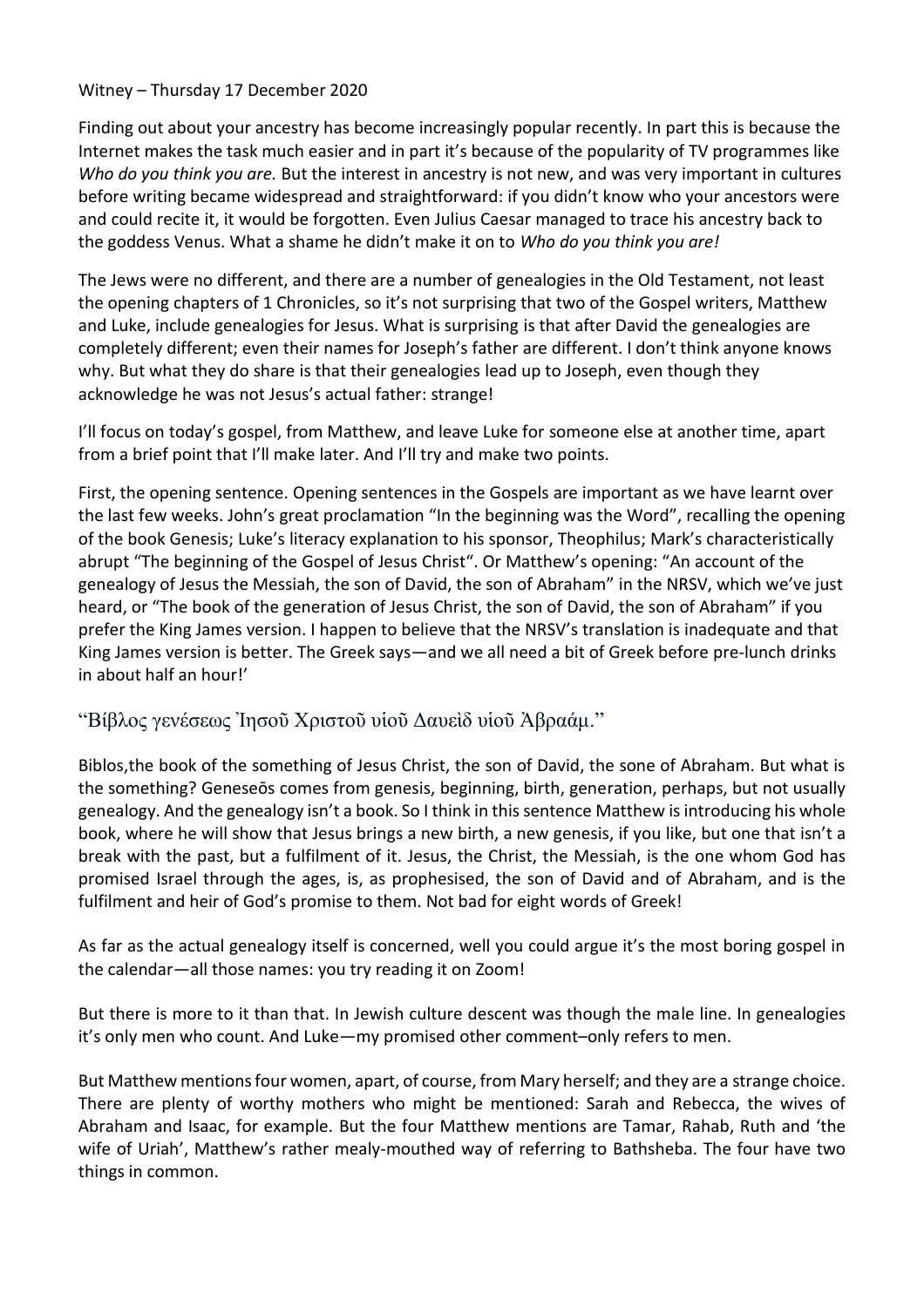Witney – Thursday 17 December 2020

Finding out about your ancestry has become increasingly popular recently. In part this is because the Internet makes the task much easier and in part it's because of the popularity of TV programmes like *Who do you think you are.* But the interest in ancestry is not new, and was very important in cultures before writing became widespread and straightforward: if you didn't know who your ancestors were and could recite it, it would be forgotten. Even Julius Caesar managed to trace his ancestry back to the goddess Venus. What a shame he didn't make it on to *Who do you think you are!*

The Jews were no different, and there are a number of genealogies in the Old Testament, not least the opening chapters of 1 Chronicles, so it's not surprising that two of the Gospel writers, Matthew and Luke, include genealogies for Jesus. What is surprising is that after David the genealogies are completely different; even their names for Joseph's father are different. I don't think anyone knows why. But what they do share is that their genealogies lead up to Joseph, even though they acknowledge he was not Jesus's actual father: strange!

I'll focus on today's gospel, from Matthew, and leave Luke for someone else at another time, apart from a brief point that I'll make later. And I'll try and make two points.

First, the opening sentence. Opening sentences in the Gospels are important as we have learnt over the last few weeks. John's great proclamation "In the beginning was the Word", recalling the opening of the book Genesis; Luke's literacy explanation to his sponsor, Theophilus; Mark's characteristically abrupt "The beginning of the Gospel of Jesus Christ". Or Matthew's opening: "An account of the genealogy of Jesus the Messiah, the son of David, the son of Abraham" in the NRSV, which we've just heard, or "The book of the generation of Jesus Christ, the son of David, the son of Abraham" if you prefer the King James version. I happen to believe that the NRSV's translation is inadequate and that King James version is better. The Greek says—and we all need a bit of Greek before pre-lunch drinks in about half an hour!'

"Βίβλος γενέσεως Ἰησοῦ Χριστοῦ υἱοῦ Δαυεὶδ υἱοῦ Ἀβραάμ."

Biblos,the book of the something of Jesus Christ, the son of David, the sone of Abraham. But what is the something? Geneseōs comes from genesis, beginning, birth, generation, perhaps, but not usually genealogy. And the genealogy isn't a book. So I think in this sentence Matthew is introducing his whole book, where he will show that Jesus brings a new birth, a new genesis, if you like, but one that isn't a break with the past, but a fulfilment of it. Jesus, the Christ, the Messiah, is the one whom God has promised Israel through the ages, is, as prophesised, the son of David and of Abraham, and is the fulfilment and heir of God's promise to them. Not bad for eight words of Greek!

As far as the actual genealogy itself is concerned, well you could argue it's the most boring gospel in the calendar—all those names: you try reading it on Zoom!

But there is more to it than that. In Jewish culture descent was though the male line. In genealogies it's only men who count. And Luke—my promised other comment–only refers to men.

But Matthew mentions four women, apart, of course, from Mary herself; and they are a strange choice. There are plenty of worthy mothers who might be mentioned: Sarah and Rebecca, the wives of Abraham and Isaac, for example. But the four Matthew mentions are Tamar, Rahab, Ruth and 'the wife of Uriah', Matthew's rather mealy-mouthed way of referring to Bathsheba. The four have two things in common.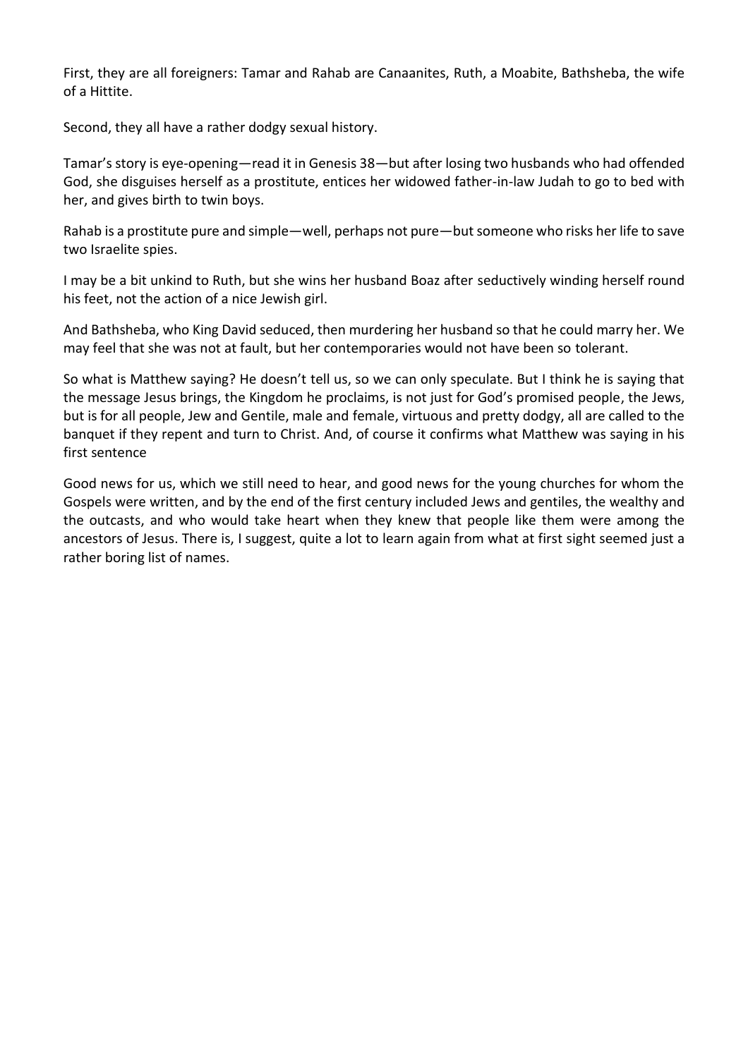First, they are all foreigners: Tamar and Rahab are Canaanites, Ruth, a Moabite, Bathsheba, the wife of a Hittite.

Second, they all have a rather dodgy sexual history.

Tamar's story is eye-opening—read it in Genesis 38—but after losing two husbands who had offended God, she disguises herself as a prostitute, entices her widowed father-in-law Judah to go to bed with her, and gives birth to twin boys.

Rahab is a prostitute pure and simple—well, perhaps not pure—but someone who risks her life to save two Israelite spies.

I may be a bit unkind to Ruth, but she wins her husband Boaz after seductively winding herself round his feet, not the action of a nice Jewish girl.

And Bathsheba, who King David seduced, then murdering her husband so that he could marry her. We may feel that she was not at fault, but her contemporaries would not have been so tolerant.

So what is Matthew saying? He doesn't tell us, so we can only speculate. But I think he is saying that the message Jesus brings, the Kingdom he proclaims, is not just for God's promised people, the Jews, but is for all people, Jew and Gentile, male and female, virtuous and pretty dodgy, all are called to the banquet if they repent and turn to Christ. And, of course it confirms what Matthew was saying in his first sentence

Good news for us, which we still need to hear, and good news for the young churches for whom the Gospels were written, and by the end of the first century included Jews and gentiles, the wealthy and the outcasts, and who would take heart when they knew that people like them were among the ancestors of Jesus. There is, I suggest, quite a lot to learn again from what at first sight seemed just a rather boring list of names.